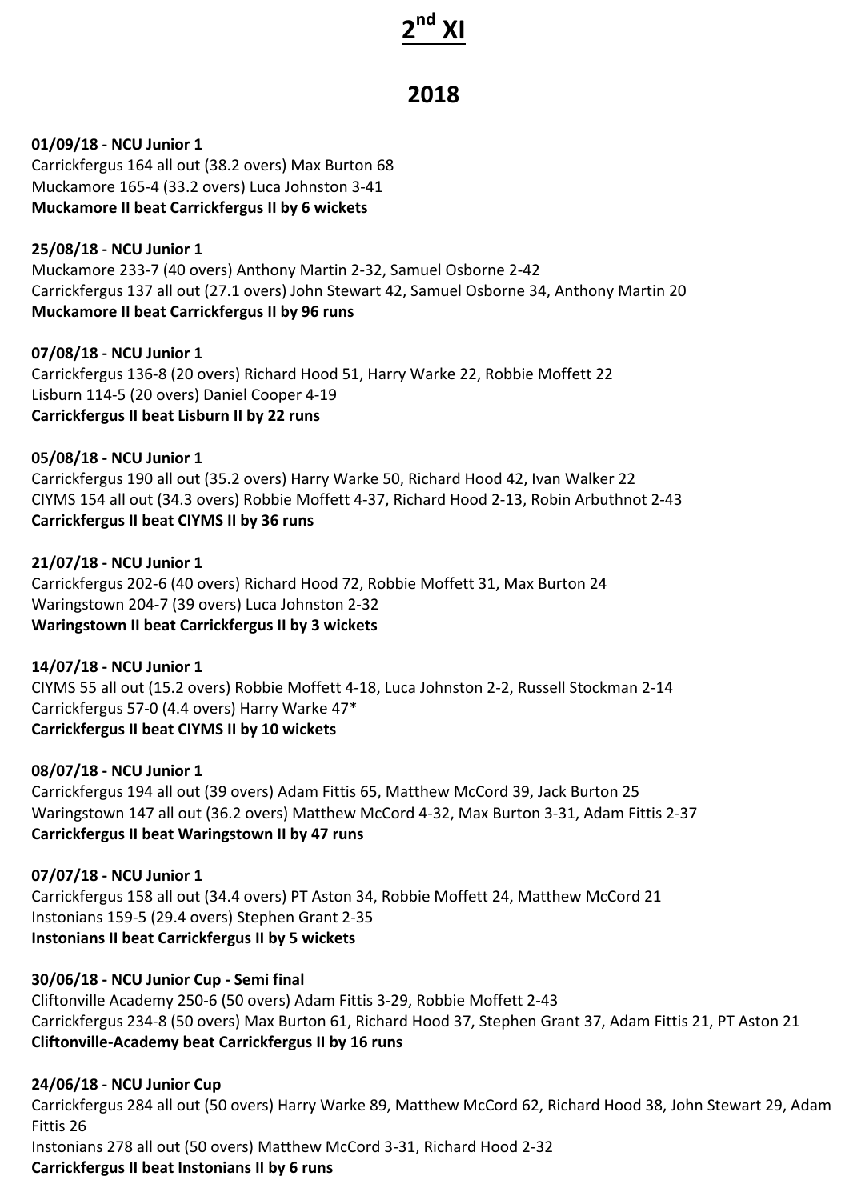# 2nd XI

## 2018

**01/09/18 - NCU Junior 1**
Carrickfergus 164 all out (38.2 overs) Max Burton 68
Muckamore 165-4 (33.2 overs) Luca Johnston 3-41
**Muckamore II beat Carrickfergus II by 6 wickets**

**25/08/18 - NCU Junior 1**
Muckamore 233-7 (40 overs) Anthony Martin 2-32, Samuel Osborne 2-42
Carrickfergus 137 all out (27.1 overs) John Stewart 42, Samuel Osborne 34, Anthony Martin 20
**Muckamore II beat Carrickfergus II by 96 runs**

**07/08/18 - NCU Junior 1**
Carrickfergus 136-8 (20 overs) Richard Hood 51, Harry Warke 22, Robbie Moffett 22
Lisburn 114-5 (20 overs) Daniel Cooper 4-19
**Carrickfergus II beat Lisburn II by 22 runs**

**05/08/18 - NCU Junior 1**
Carrickfergus 190 all out (35.2 overs) Harry Warke 50, Richard Hood 42, Ivan Walker 22
CIYMS 154 all out (34.3 overs) Robbie Moffett 4-37, Richard Hood 2-13, Robin Arbuthnot 2-43
**Carrickfergus II beat CIYMS II by 36 runs**

**21/07/18 - NCU Junior 1**
Carrickfergus 202-6 (40 overs) Richard Hood 72, Robbie Moffett 31, Max Burton 24
Waringstown 204-7 (39 overs) Luca Johnston 2-32
**Waringstown II beat Carrickfergus II by 3 wickets**

**14/07/18 - NCU Junior 1**
CIYMS 55 all out (15.2 overs) Robbie Moffett 4-18, Luca Johnston 2-2, Russell Stockman 2-14
Carrickfergus 57-0 (4.4 overs) Harry Warke 47*
**Carrickfergus II beat CIYMS II by 10 wickets**

**08/07/18 - NCU Junior 1**
Carrickfergus 194 all out (39 overs) Adam Fittis 65, Matthew McCord 39, Jack Burton 25
Waringstown 147 all out (36.2 overs) Matthew McCord 4-32, Max Burton 3-31, Adam Fittis 2-37
**Carrickfergus II beat Waringstown II by 47 runs**

**07/07/18 - NCU Junior 1**
Carrickfergus 158 all out (34.4 overs) PT Aston 34, Robbie Moffett 24, Matthew McCord 21
Instonians 159-5 (29.4 overs) Stephen Grant 2-35
**Instonians II beat Carrickfergus II by 5 wickets**

**30/06/18 - NCU Junior Cup - Semi final**
Cliftonville Academy 250-6 (50 overs) Adam Fittis 3-29, Robbie Moffett 2-43
Carrickfergus 234-8 (50 overs) Max Burton 61, Richard Hood 37, Stephen Grant 37, Adam Fittis 21, PT Aston 21
**Cliftonville-Academy beat Carrickfergus II by 16 runs**

**24/06/18 - NCU Junior Cup**
Carrickfergus 284 all out (50 overs) Harry Warke 89, Matthew McCord 62, Richard Hood 38, John Stewart 29, Adam Fittis 26
Instonians 278 all out (50 overs) Matthew McCord 3-31, Richard Hood 2-32
**Carrickfergus II beat Instonians II by 6 runs**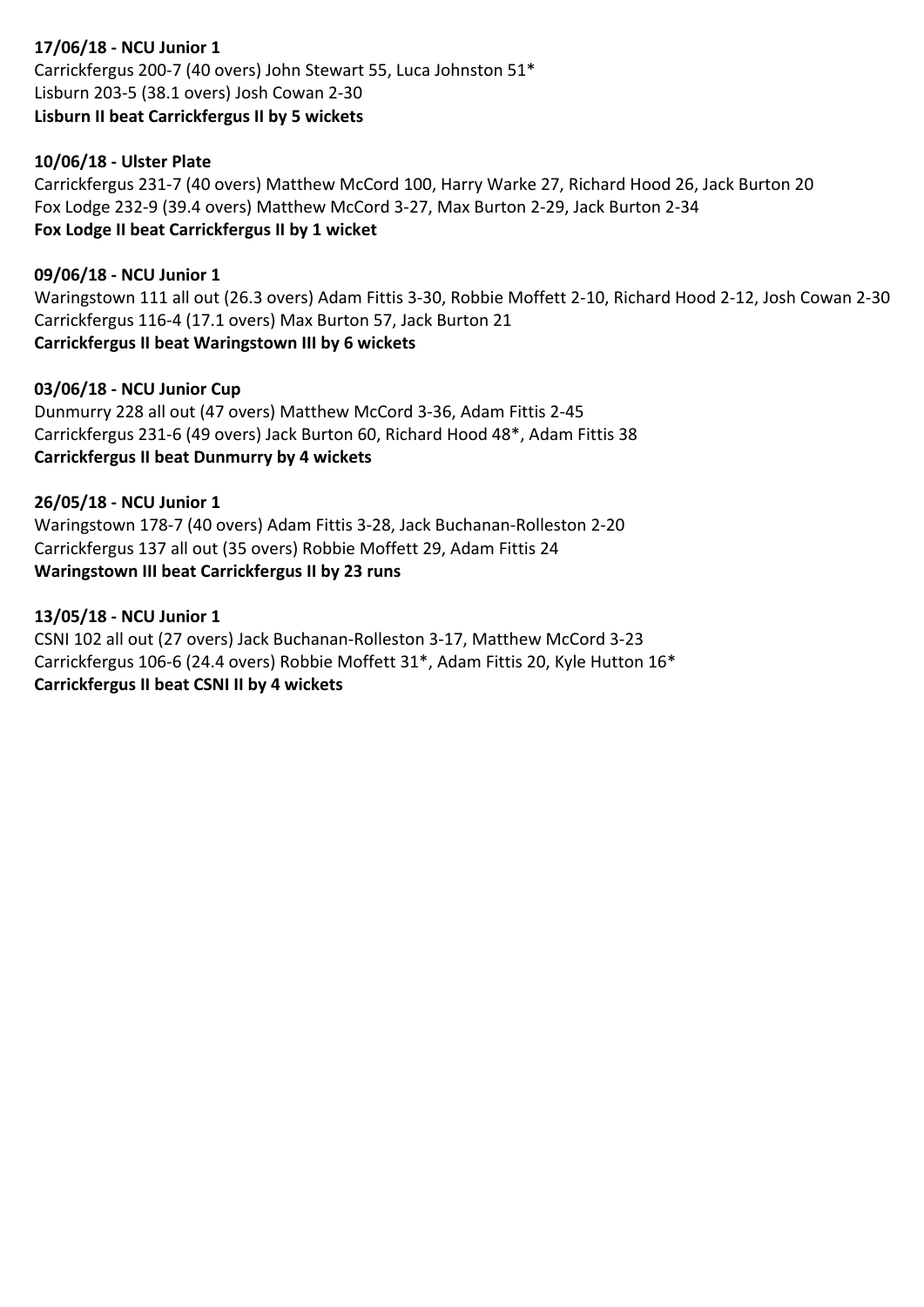**17/06/18 - NCU Junior 1**
Carrickfergus 200-7 (40 overs) John Stewart 55, Luca Johnston 51*
Lisburn 203-5 (38.1 overs) Josh Cowan 2-30
**Lisburn II beat Carrickfergus II by 5 wickets**

**10/06/18 - Ulster Plate**
Carrickfergus 231-7 (40 overs) Matthew McCord 100, Harry Warke 27, Richard Hood 26, Jack Burton 20
Fox Lodge 232-9 (39.4 overs) Matthew McCord 3-27, Max Burton 2-29, Jack Burton 2-34
**Fox Lodge II beat Carrickfergus II by 1 wicket**

**09/06/18 - NCU Junior 1**
Waringstown 111 all out (26.3 overs) Adam Fittis 3-30, Robbie Moffett 2-10, Richard Hood 2-12, Josh Cowan 2-30
Carrickfergus 116-4 (17.1 overs) Max Burton 57, Jack Burton 21
**Carrickfergus II beat Waringstown III by 6 wickets**

**03/06/18 - NCU Junior Cup**
Dunmurry 228 all out (47 overs) Matthew McCord 3-36, Adam Fittis 2-45
Carrickfergus 231-6 (49 overs) Jack Burton 60, Richard Hood 48*, Adam Fittis 38
**Carrickfergus II beat Dunmurry by 4 wickets**

**26/05/18 - NCU Junior 1**
Waringstown 178-7 (40 overs) Adam Fittis 3-28, Jack Buchanan-Rolleston 2-20
Carrickfergus 137 all out (35 overs) Robbie Moffett 29, Adam Fittis 24
**Waringstown III beat Carrickfergus II by 23 runs**

**13/05/18 - NCU Junior 1**
CSNI 102 all out (27 overs) Jack Buchanan-Rolleston 3-17, Matthew McCord 3-23
Carrickfergus 106-6 (24.4 overs) Robbie Moffett 31*, Adam Fittis 20, Kyle Hutton 16*
**Carrickfergus II beat CSNI II by 4 wickets**